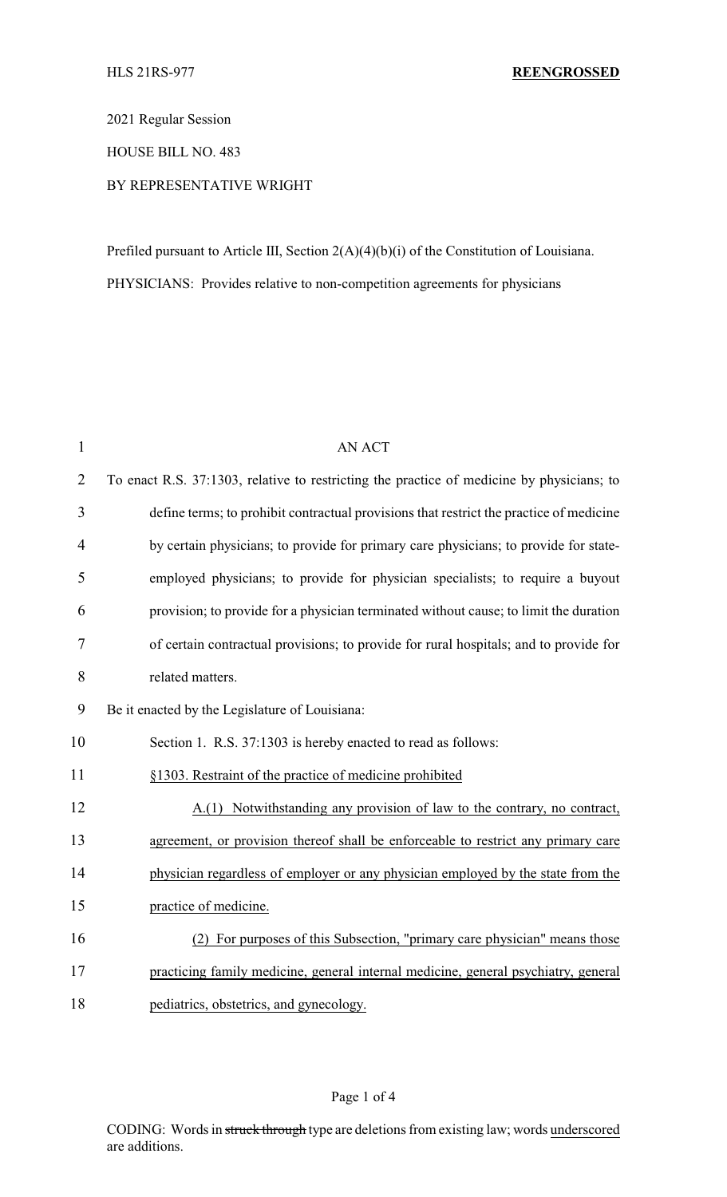HLS 21RS-977 **REENGROSSED**

2021 Regular Session

HOUSE BILL NO. 483

BY REPRESENTATIVE WRIGHT

Prefiled pursuant to Article III, Section 2(A)(4)(b)(i) of the Constitution of Louisiana.

PHYSICIANS: Provides relative to non-competition agreements for physicians

AN ACT

To enact R.S. 37:1303, relative to restricting the practice of medicine by physicians; to define terms; to prohibit contractual provisions that restrict the practice of medicine by certain physicians; to provide for primary care physicians; to provide for state-employed physicians; to provide for physician specialists; to require a buyout provision; to provide for a physician terminated without cause; to limit the duration of certain contractual provisions; to provide for rural hospitals; and to provide for related matters.

Be it enacted by the Legislature of Louisiana:

Section 1. R.S. 37:1303 is hereby enacted to read as follows:

§1303. Restraint of the practice of medicine prohibited

A.(1) Notwithstanding any provision of law to the contrary, no contract, agreement, or provision thereof shall be enforceable to restrict any primary care physician regardless of employer or any physician employed by the state from the practice of medicine.

(2) For purposes of this Subsection, "primary care physician" means those practicing family medicine, general internal medicine, general psychiatry, general pediatrics, obstetrics, and gynecology.

CODING: Words in ~~struck through~~ type are deletions from existing law; words underscored are additions.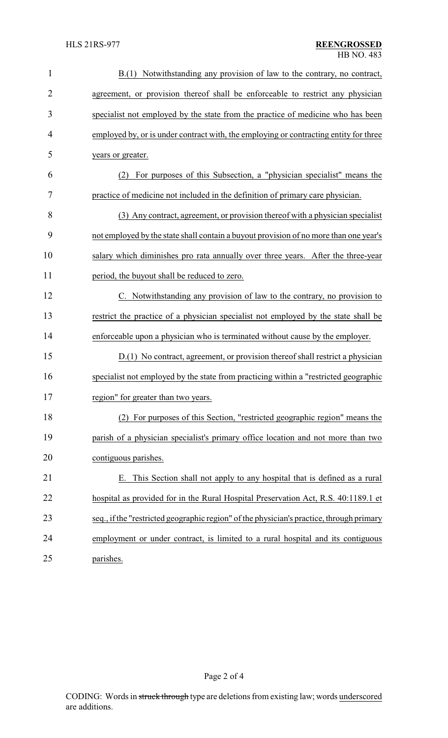B.(1) Notwithstanding any provision of law to the contrary, no contract, agreement, or provision thereof shall be enforceable to restrict any physician specialist not employed by the state from the practice of medicine who has been employed by, or is under contract with, the employing or contracting entity for three years or greater.

(2) For purposes of this Subsection, a "physician specialist" means the practice of medicine not included in the definition of primary care physician.

(3) Any contract, agreement, or provision thereof with a physician specialist not employed by the state shall contain a buyout provision of no more than one year's salary which diminishes pro rata annually over three years. After the three-year period, the buyout shall be reduced to zero.

C. Notwithstanding any provision of law to the contrary, no provision to restrict the practice of a physician specialist not employed by the state shall be enforceable upon a physician who is terminated without cause by the employer.

D.(1) No contract, agreement, or provision thereof shall restrict a physician specialist not employed by the state from practicing within a "restricted geographic region" for greater than two years.

(2) For purposes of this Section, "restricted geographic region" means the parish of a physician specialist's primary office location and not more than two contiguous parishes.

E. This Section shall not apply to any hospital that is defined as a rural hospital as provided for in the Rural Hospital Preservation Act, R.S. 40:1189.1 et seq., if the "restricted geographic region" of the physician's practice, through primary employment or under contract, is limited to a rural hospital and its contiguous parishes.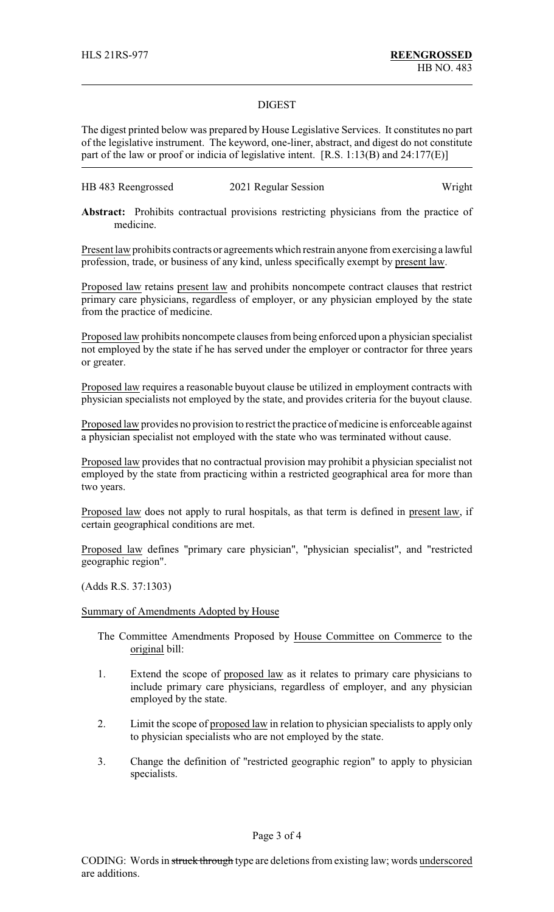HLS 21RS-977 **REENGROSSED**
HB NO. 483

## DIGEST

The digest printed below was prepared by House Legislative Services. It constitutes no part of the legislative instrument. The keyword, one-liner, abstract, and digest do not constitute part of the law or proof or indicia of legislative intent. [R.S. 1:13(B) and 24:177(E)]

HB 483 Reengrossed 2021 Regular Session Wright

**Abstract:** Prohibits contractual provisions restricting physicians from the practice of medicine.

Present law prohibits contracts or agreements which restrain anyone from exercising a lawful profession, trade, or business of any kind, unless specifically exempt by present law.

Proposed law retains present law and prohibits noncompete contract clauses that restrict primary care physicians, regardless of employer, or any physician employed by the state from the practice of medicine.

Proposed law prohibits noncompete clauses from being enforced upon a physician specialist not employed by the state if he has served under the employer or contractor for three years or greater.

Proposed law requires a reasonable buyout clause be utilized in employment contracts with physician specialists not employed by the state, and provides criteria for the buyout clause.

Proposed law provides no provision to restrict the practice of medicine is enforceable against a physician specialist not employed with the state who was terminated without cause.

Proposed law provides that no contractual provision may prohibit a physician specialist not employed by the state from practicing within a restricted geographical area for more than two years.

Proposed law does not apply to rural hospitals, as that term is defined in present law, if certain geographical conditions are met.

Proposed law defines "primary care physician", "physician specialist", and "restricted geographic region".

(Adds R.S. 37:1303)

Summary of Amendments Adopted by House

The Committee Amendments Proposed by House Committee on Commerce to the original bill:

1. Extend the scope of proposed law as it relates to primary care physicians to include primary care physicians, regardless of employer, and any physician employed by the state.
2. Limit the scope of proposed law in relation to physician specialists to apply only to physician specialists who are not employed by the state.
3. Change the definition of "restricted geographic region" to apply to physician specialists.

CODING: Words in ~~struck through~~ type are deletions from existing law; words underscored are additions.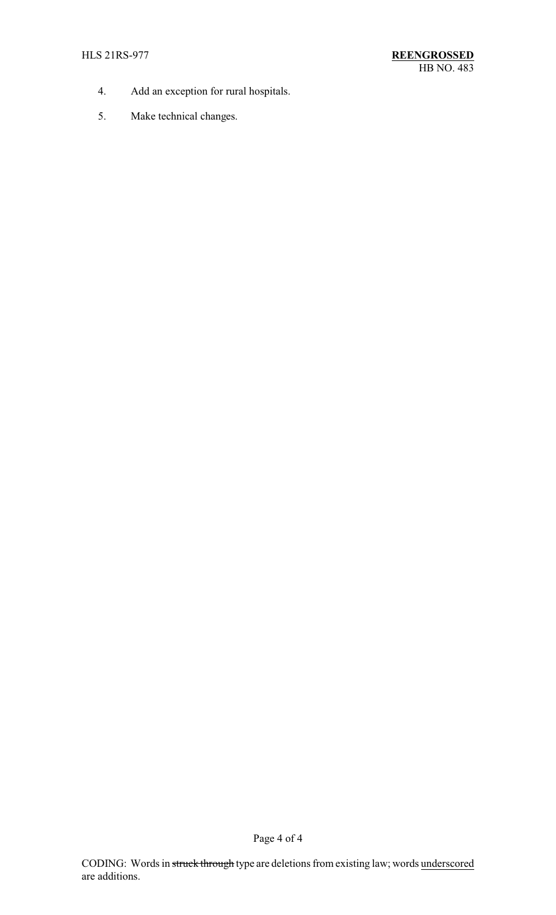4. Add an exception for rural hospitals.

5. Make technical changes.

CODING: Words in ~~struck through~~ type are deletions from existing law; words <u>underscored</u> are additions.